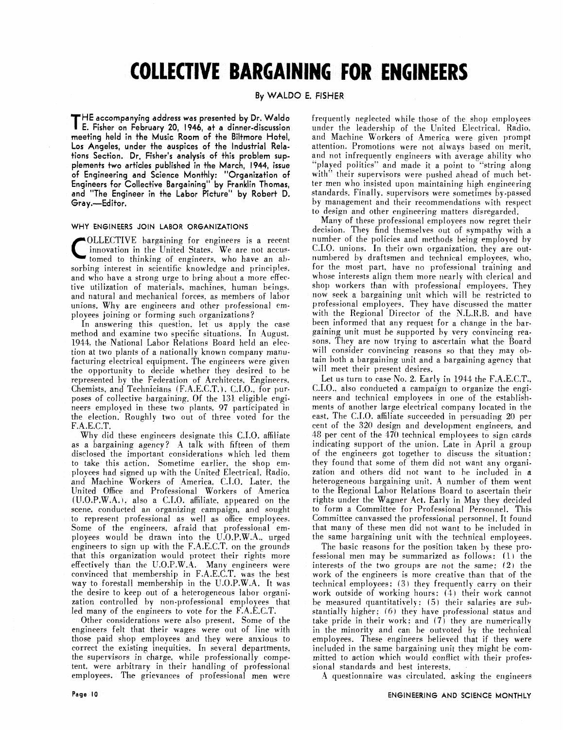# COLLECTIVE BARGAINING FOR ENGINEERS

By WALDO E. FISHER

**THE accompanying address was presented by Dr. Waldo E. Fisher on February 20, 1946, at a dinner-discussion meeting held in the Music Room of the Biltmore Hotel, Los Angeles, under the auspices of the Industrial Relations Section. Dr. Fisher's analysis of this problem supplements two articles published in the March, 1944, issue of Engineering and Science Monthly: "Organization of Engineers for Collective Bargaining" by Franklin Thomas, and "The Engineer in the Labor Picture" by Robert D. Gray.—Editor.**

## WHY ENGINEERS JOIN LABOR ORGANIZATIONS

COLLECTIVE bargaining for engineers is a recent innovation in the United States. We are not accustomed to thinking of engineers, who have an absorbing interest in scientific knowledge and principles, and who have a strong urge to bring about a more effective utilization of materials, machines, human beings, and natural and mechanical forces, as members of labor unions. Why are engineers and other professional employees joining or forming such organizations?

In answering this question, let us apply the case method and examine two specific situations. In August, 1944, the National Labor Relations Board held an election at two plants of a nationally known company manufacturing electrical equipment. The engineers were given the opportunity to decide whether they desired to be represented by the Federation of Architects, Engineers, Chemists, and Technicians (F.A.E.C.T.), C.I.O., for purposes of collective bargaining. Of the 131 eligible engineers employed in these two plants, 97 participated in the election. Roughly two out of three voted for the F.A.E.C.T.

Why did these engineers designate this C.I.O. affiliate as a bargaining agency? A talk with fifteen of them disclosed the important considerations which led them to take this action. Sometime earlier, the shop employees had signed up with the United Electrical, Radio, and Machine Workers of America, C.I.O. Later, the United Office and Professional Workers of America (U.O.P.W.A.), also a C.I.O. affiliate, appeared on the scene, conducted an organizing campaign, and sought to represent professional as well as office employees. Some of the engineers, afraid that professional employees would be drawn into the U.O.P.W.A., urged engineers to sign up with the F.A.E.C.T. on the grounds that this organization would protect their rights more effectively than the U.O.P.W.A. Many engineers were convinced that membership in F.A.E.C.T. was the best way to forestall membership in the U.O.P.W.A. It was the desire to keep out of a heterogeneous labor organization controlled by non-professional employees that led many of the engineers to vote for the F.A.E.C.T.

Other considerations were also present. Some of the engineers felt that their wages were out of line with those paid shop employees and they were anxious to correct the existing inequities. In several departments, the supervisors in charge, while professionally competent, were arbitrary in their handling of professional employees. The grievances of professional men were frequently neglected while those of the shop employees under the leadership of the United Electrical, Radio, and Machine Workers of America were given prompt attention. Promotions were not always based on merit, and not infrequently engineers with average ability who "played politics" and made it a point to "string along with" their supervisors were pushed ahead of much better men who insisted upon maintaining high engineering standards. Finally, supervisors were sometimes by-passed by management and their recommendations with respect to design and other engineering matters disregarded.

Many of these professional employees now regret their decision. They find themselves out of sympathy with a number of the policies and methods being employed by C.I.O. unions. In their own organization, they are outnumbered by draftsmen and technical employees, who, for the most part, have no professional training and whose interests align them more nearly with clerical and shop workers than with professional employees. They now seek a bargaining unit which will be restricted to professional employees. They have discussed the matter with the Regional Director of the N.L.R.B. and have been informed that any request for a change in the bargaining unit must be supported by very convincing reasons. They are now trying to ascertain what the Board will consider convincing reasons so that they may obtain both a bargaining unit and a bargaining agency that will meet their present desires.

Let us turn to case No. 2. Early in 1944 the F.A.E.C.T., C.I.O., also conducted a campaign to organize the engineers and technical employees in one of the establishments of another large electrical company located in the east. The C.I.O. affiliate succeeded in persuading 20 per cent of the 320 design and development engineers, and 48 per cent of the 470 technical employees to sign cards indicating support of the union. Late in April a group of the engineers got together to discuss the situation: they found that some of them did not want any organization and others did not want to be included in a heterogeneous bargaining unit. A number of them went to the Regional Labor Relations Board to ascertain their rights under the Wagner Act. Early in May they decided to form a Committee for Professional Personnel. This Committee canvassed the professional personnel. It found that many of these men did not want to be included in the same bargaining unit with the technical employees.

The basic reasons for the position taken by these professional men may be summarized as follows: (1) the interests of the two groups are not the same; (2) the work of the engineers is more creative than that of the technical employees; (3) they frequently carry on their work outside of working hours; (4) their work cannot be measured quantitatively; (5) their salaries are substantially higher; (6) they have professional status and take pride in their work; and (7) they are numerically in the minority and can be outvoted by the technical employees. These engineers believed that if they were included in the same bargaining unit they might be committed to action which would conflict with their professional standards and best interests.

A questionnaire was circulated, asking the engineers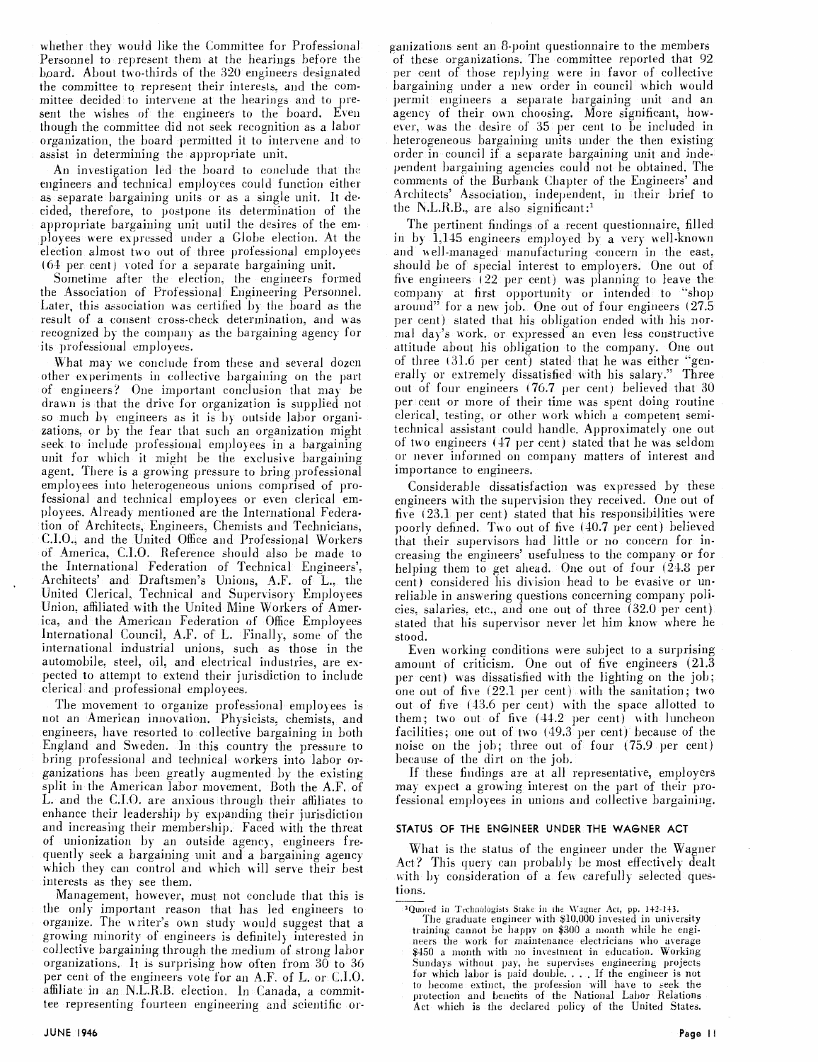whether they would like the Committee for Professional Personnel to represent them at the hearings before the board. About two-thirds of the 320 engineers designated the committee to represent their interests, and the committee decided to intervene at the hearings and to present the wishes of the engineers to the board. Even though the committee did not seek recognition as a labor organization, the board permitted it to intervene and to assist in determining the appropriate unit.

An investigation led the board to conclude that the engineers and technical employees could function either as separate bargaining units or as a single unit. It decided, therefore, to postpone its determination of the appropriate bargaining unit until the desires of the employees were expressed under a Globe election. At the election almost two out of three professional employees (64 per cent) voted for a separate bargaining unit.

Sometime after the election, the engineers formed the Association of Professional Engineering Personnel. Later, this association was certified by the board as the result of a consent cross-check determination, and was recognized by the company as the bargaining agency for its professional employees.

What may we conclude from these and several dozen other experiments in collective bargaining on the part of engineers? One important conclusion that may be drawn is that the drive for organization is supplied not so much by engineers as it is by outside labor organizations, or by the fear that such an organization might seek to include professional employees in a bargaining unit for which it might be the exclusive bargaining agent. There is a growing pressure to bring professional employees into heterogeneous unions comprised of professional and technical employees or even clerical employees. Already mentioned are the International Federation of Architects, Engineers, Chemists and Technicians, C.I.O., and the United Office and Professional Workers of America, C.I.O. Reference should also be made to the International Federation of Technical Engineers', Architects' and Draftsmen's Unions, A.F. of L., the United Clerical, Technical and Supervisory Employees Union, affiliated with the United Mine Workers of America, and the American Federation of Office Employees International Council, A.F. of L. Finally, some of the international industrial unions, such as those in the automobile, steel, oil, and electrical industries, are expected to attempt to extend their jurisdiction to include clerical and professional employees.

The movement to organize professional employees is not an American innovation. Physicists, chemists, and engineers, have resorted to collective bargaining in both England and Sweden. In this country the pressure to bring professional and technical workers into labor organizations has been greatly augmented by the existing split in the American labor movement. Both the A.F. of L. and the C.I.O. are anxious through their affiliates to enhance their leadership by expanding their jurisdiction and increasing their membership. Faced with the threat of unionization by an outside agency, engineers frequently seek a bargaining unit and a bargaining agency which they can control and which will serve their best interests as they see them.

Management, however, must not conclude that this is the only important reason that has led engineers to organize. The writer's own study would suggest that a growing minority of engineers is definitely interested in collective bargaining through the medium of strong labor organizations. It is surprising how often from 30 to 36 per cent of the engineers vote for an A.F. of L. or C.I.O. affiliate in an N.L.R.B. election. In Canada, a committee representing fourteen engineering and scientific organizations sent an 8-point questionnaire to the members of these organizations. The committee reported that 92 per cent of those replying were in favor of collective bargaining under a new order in council which would permit engineers a separate bargaining unit and an agency of their own choosing. More significant, however, was the desire of 35 per cent to be included in heterogeneous bargaining units under the then existing order in council if a separate bargaining unit and independent bargaining agencies could not be obtained. The comments of the Burbank Chapter of the Engineers' and Architects' Association, independent, in their brief to the N.L.R.B., are also significant:[1]

The pertinent findings of a recent questionnaire, filled in by 1,145 engineers employed by a very well-known and well-managed manufacturing concern in the east, should be of special interest to employers. One out of five engineers (22 per cent) was planning to leave the company at first opportunity or intended to "shop around" for a new job. One out of four engineers (27.5 per cent) stated that his obligation ended with his normal day's work, or expressed an even less constructive attitude about his obligation to the company. One out of three (31.6 per cent) stated that he was either "generally or extremely dissatisfied with his salary." Three out of four engineers (76.7 per cent) believed that 30 per cent or more of their time was spent doing routine clerical, testing, or other work which a competent semi-technical assistant could handle. Approximately one out of two engineers (47 per cent) stated that he was seldom or never informed on company matters of interest and importance to engineers.

Considerable dissatisfaction was expressed by these engineers with the supervision they received. One out of five (23.1 per cent) stated that his responsibilities were poorly defined. Two out of five (40.7 per cent) believed that their supervisors had little or no concern for increasing the engineers' usefulness to the company or for helping them to get ahead. One out of four (24.8 per cent) considered his division head to be evasive or unreliable in answering questions concerning company policies, salaries, etc., and one out of three (32.0 per cent) stated that his supervisor never let him know where he stood.

Even working conditions were subject to a surprising amount of criticism. One out of five engineers (21.3 per cent) was dissatisfied with the lighting on the job; one out of five (22.1 per cent) with the sanitation; two out of five (43.6 per cent) with the space allotted to them; two out of five (44.2 per cent) with luncheon facilities; one out of two (49.3 per cent) because of the noise on the job; three out of four (75.9 per cent) because of the dirt on the job.

If these findings are at all representative, employers may expect a growing interest on the part of their professional employees in unions and collective bargaining.

### STATUS OF THE ENGINEER UNDER THE WAGNER ACT

What is the status of the engineer under the Wagner Act? This query can probably be most effectively dealt with by consideration of a few carefully selected questions.

---

[1] Quoted in Technologists Stake in the Wagner Act, pp. 142-143.
The graduate engineer with $10,000 invested in university training cannot be happy on $300 a month while he engineers the work for maintenance electricians who average $450 a month with no investment in education. Working Sundays without pay, he supervises engineering projects for which labor is paid double. . . . If the engineer is not to become extinct, the profession will have to seek the protection and benefits of the National Labor Relations Act which is the declared policy of the United States.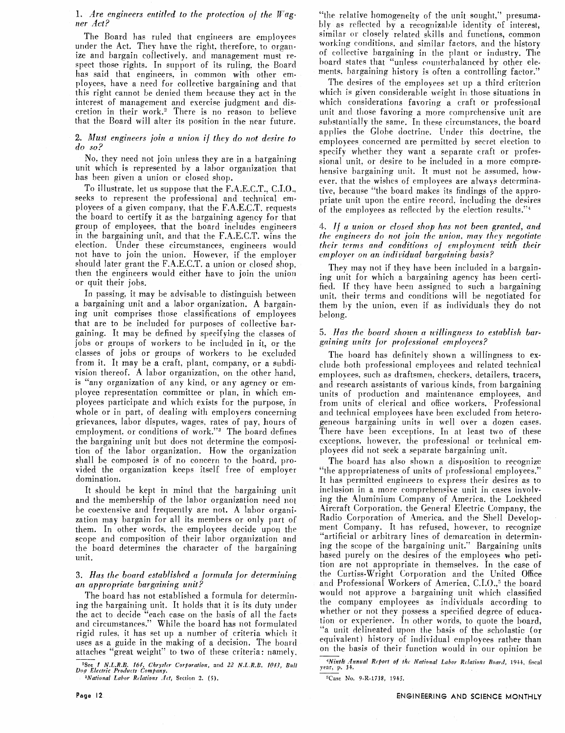### 1. *Are engineers entitled to the protection of the Wagner Act?*

The Board has ruled that engineers are employees under the Act. They have the right, therefore, to organize and bargain collectively, and management must respect those rights. In support of its ruling, the Board has said that engineers, in common with other employees, have a need for collective bargaining and that this right cannot be denied them because they act in the interest of management and exercise judgment and discretion in their work.[2] There is no reason to believe that the Board will alter its position in the near future.

### 2. *Must engineers join a union if they do not desire to do so?*

No, they need not join unless they are in a bargaining unit which is represented by a labor organization that has been given a union or closed shop.

To illustrate, let us suppose that the F.A.E.C.T., C.I.O., seeks to represent the professional and technical employees of a given company, that the F.A.E.C.T. requests the board to certify it as the bargaining agency for that group of employees, that the board includes engineers in the bargaining unit, and that the F.A.E.C.T. wins the election. Under these circumstances, engineers would not have to join the union. However, if the employer should later grant the F.A.E.C.T. a union or closed shop, then the engineers would either have to join the union or quit their jobs.

In passing, it may be advisable to distinguish between a bargaining unit and a labor organization. A bargaining unit comprises those classifications of employees that are to be included for purposes of collective bargaining. It may be defined by specifying the classes of jobs or groups of workers to be included in it, or the classes of jobs or groups of workers to be excluded from it. It may be a craft, plant, company, or a subdivision thereof. A labor organization, on the other hand, is "any organization of any kind, or any agency or employee representation committee or plan, in which employees participate and which exists for the purpose, in whole or in part, of dealing with employers concerning grievances, labor disputes, wages, rates of pay, hours of employment, or conditions of work."[3] The board defines the bargaining unit but does not determine the composition of the labor organization. How the organization shall be composed is of no concern to the board, provided the organization keeps itself free of employer domination.

It should be kept in mind that the bargaining unit and the membership of the labor organization need not be coextensive and frequently are not. A labor organization may bargain for all its members or only part of them. In other words, the employees decide upon the scope and composition of their labor organization and the board determines the character of the bargaining unit.

### 3. *Has the board established a formula for determining an appropriate bargaining unit?*

The board has not established a formula for determining the bargaining unit. It holds that it is its duty under the act to decide "each case on the basis of all the facts and circumstances." While the board has not formulated rigid rules, it has set up a number of criteria which it uses as a guide in the making of a decision. The board attaches "great weight" to two of these criteria: namely, "the relative homogeneity of the unit sought," presumably as reflected by a recognizable identity of interest, similar or closely related skills and functions, common working conditions, and similar factors, and the history of collective bargaining in the plant or industry. The board states that "unless counterbalanced by other elements, bargaining history is often a controlling factor."

The desires of the employees set up a third criterion which is given considerable weight in those situations in which considerations favoring a craft or professional unit and those favoring a more comprehensive unit are substantially the same. In these circumstances, the board applies the Globe doctrine. Under this doctrine, the employees concerned are permitted by secret election to specify whether they want a separate craft or professional unit, or desire to be included in a more comprehensive bargaining unit. It must not be assumed, however, that the wishes of employees are always determinative, because "the board makes its findings of the appropriate unit upon the entire record, including the desires of the employees as reflected by the election results."[4]

### 4. *If a union or closed shop has not been granted, and the engineers do not join the union, may they negotiate their terms and conditions of employment with their employer on an individual bargaining basis?*

They may not if they have been included in a bargaining unit for which a bargaining agency has been certified. If they have been assigned to such a bargaining unit, their terms and conditions will be negotiated for them by the union, even if as individuals they do not belong.

### 5. *Has the board shown a willingness to establish bargaining units for professional employees?*

The board has definitely shown a willingness to exclude both professional employees and related technical employees, such as draftsmen, checkers, detailers, tracers, and research assistants of various kinds, from bargaining units of production and maintenance employees, and from units of clerical and office workers. Professional and technical employees have been excluded from heterogeneous bargaining units in well over a dozen cases. There have been exceptions. In at least two of these exceptions, however, the professional or technical employees did not seek a separate bargaining unit.

The board has also shown a disposition to recognize "the appropriateness of units of professional employees." It has permitted engineers to express their desires as to inclusion in a more comprehensive unit in cases involving the Aluminium Company of America, the Lockheed Aircraft Corporation, the General Electric Company, the Radio Corporation of America, and the Shell Development Company. It has refused, however, to recognize "artificial or arbitrary lines of demarcation in determining the scope of the bargaining unit." Bargaining units based purely on the desires of the employees who petition are not appropriate in themselves. In the case of the Curtiss-Wright Corporation and the United Office and Professional Workers of America, C.I.O.,[5] the board would not approve a bargaining unit which classified the company employees as individuals according to whether or not they possess a specified degree of education or experience. In other words, to quote the board, "a unit delineated upon the basis of the scholastic (or equivalent) history of individual employees rather than on the basis of their function would in our opinion be

---

[2] See *1 N.L.R.B. 164, Chrysler Corporation*, and *22 N.L.R.B. 1043, Bull Dog Electric Products Company.*

[3] *National Labor Relations Act*, Section 2. (5).

[4] *Ninth Annual Report of the National Labor Relations Board*, 1944, fiscal year, p. 34.

[5] Case No. 9-R-1738, 1945.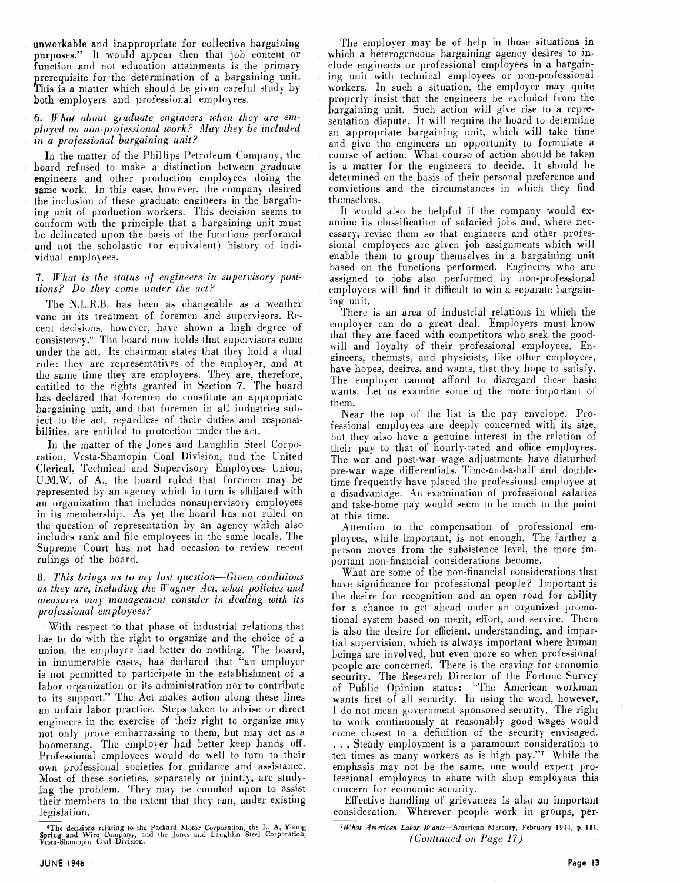unworkable and inappropriate for collective bargaining purposes." It would appear then that job content or function and not education attainments is the primary prerequisite for the determination of a bargaining unit. This is a matter which should be given careful study by both employers and professional employees.

*6. What about graduate engineers when they are employed on non-professional work? May they be included in a professional bargaining unit?*

In the matter of the Phillips Petroleum Company, the board refused to make a distinction between graduate engineers and other production employees doing the same work. In this case, however, the company desired the inclusion of these graduate engineers in the bargaining unit of production workers. This decision seems to conform with the principle that a bargaining unit must be delineated upon the basis of the functions performed and not the scholastic (or equivalent) history of individual employees.

*7. What is the status of engineers in supervisory positions? Do they come under the act?*

The N.L.R.B. has been as changeable as a weather vane in its treatment of foremen and supervisors. Recent decisions, however, have shown a high degree of consistency.[6] The board now holds that supervisors come under the act. Its chairman states that they hold a dual role: they are representatives of the employer, and at the same time they are employees. They are, therefore, entitled to the rights granted in Section 7. The board has declared that foremen do constitute an appropriate bargaining unit, and that foremen in all industries subject to the act, regardless of their duties and responsibilities, are entitled to protection under the act.

In the matter of the Jones and Laughlin Steel Corporation, Vesta-Shamopin Coal Division, and the United Clerical, Technical and Supervisory Employees Union, U.M.W. of A., the board ruled that foremen may be represented by an agency which in turn is affiliated with an organization that includes nonsupervisory employees in its membership. As yet the board has not ruled on the question of representation by an agency which also includes rank and file employees in the same locals. The Supreme Court has not had occasion to review recent rulings of the board.

*8. This brings us to my last question—Given conditions as they are, including the Wagner Act, what policies and measures may management consider in dealing with its professional employees?*

With respect to that phase of industrial relations that has to do with the right to organize and the choice of a union, the employer had better do nothing. The board, in innumerable cases, has declared that "an employer is not permitted to participate in the establishment of a labor organization or its administration nor to contribute to its support." The Act makes action along these lines an unfair labor practice. Steps taken to advise or direct engineers in the exercise of their right to organize may not only prove embarrassing to them, but may act as a boomerang. The employer had better keep hands off. Professional employees would do well to turn to their own professional societies for guidance and assistance. Most of these societies, separately or jointly, are studying the problem. They may be counted upon to assist their members to the extent that they can, under existing legislation.

The employer may be of help in those situations in which a heterogeneous bargaining agency desires to include engineers or professional employees in a bargaining unit with technical employees or non-professional workers. In such a situation, the employer may quite properly insist that the engineers be excluded from the bargaining unit. Such action will give rise to a representation dispute. It will require the board to determine an appropriate bargaining unit, which will take time and give the engineers an opportunity to formulate a course of action. What course of action should be taken is a matter for the engineers to decide. It should be determined on the basis of their personal preference and convictions and the circumstances in which they find themselves.

It would also be helpful if the company would examine its classification of salaried jobs and, where necessary, revise them so that engineers and other professional employees are given job assignments which will enable them to group themselves in a bargaining unit based on the functions performed. Engineers who are assigned to jobs also performed by non-professional employees will find it difficult to win a separate bargaining unit.

There is an area of industrial relations in which the employer can do a great deal. Employers must know that they are faced with competitors who seek the goodwill and loyalty of their professional employees. Engineers, chemists, and physicists, like other employees, have hopes, desires, and wants, that they hope to satisfy. The employer cannot afford to disregard these basic wants. Let us examine some of the more important of them.

Near the top of the list is the pay envelope. Professional employees are deeply concerned with its size, but they also have a genuine interest in the relation of their pay to that of hourly-rated and office employees. The war and post-war wage adjustments have disturbed pre-war wage differentials. Time-and-a-half and double-time frequently have placed the professional employee at a disadvantage. An examination of professional salaries and take-home pay would seem to be much to the point at this time.

Attention to the compensation of professional employees, while important, is not enough. The farther a person moves from the subsistence level, the more important non-financial considerations become.

What are some of the non-financial considerations that have significance for professional people? Important is the desire for recognition and an open road for ability for a chance to get ahead under an organized promotional system based on merit, effort, and service. There is also the desire for efficient, understanding, and impartial supervision, which is always important where human beings are involved, but even more so when professional people are concerned. There is the craving for economic security. The Research Director of the Fortune Survey of Public Opinion states: "The American workman wants first of all security. In using the word, however, I do not mean government sponsored security. The right to work continuously at reasonably good wages would come closest to a definition of the security envisaged. . . . Steady employment is a paramount consideration to ten times as many workers as is high pay."[7] While the emphasis may not be the same, one would expect professional employees to share with shop employees this concern for economic security.

Effective handling of grievances is also an important consideration. Wherever people work in groups, per-

*(Continued on Page 17)*

---

[6] The decisions relating to the Packard Motor Corporation, the L. A. Young Spring and Wire Company, and the Jones and Laughlin Steel Corporation, Vesta-Shamopin Coal Division.

[7] *What American Labor Wants*—American Mercury, February 1944, p. 181.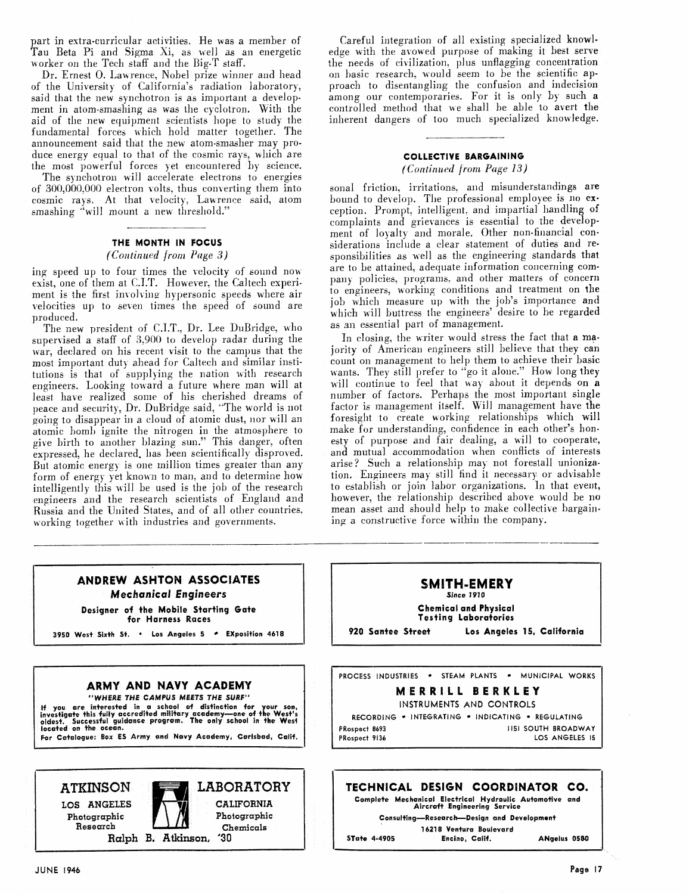part in extra-curricular activities. He was a member of Tau Beta Pi and Sigma Xi, as well as an energetic worker on the Tech staff and the Big-T staff.

Dr. Ernest O. Lawrence, Nobel prize winner and head of the University of California's radiation laboratory, said that the new synchotron is as important a development in atom-smashing as was the cyclotron. With the aid of the new equipment scientists hope to study the fundamental forces which hold matter together. The announcement said that the new atom-smasher may produce energy equal to that of the cosmic rays, which are the most powerful forces yet encountered by science.

The synchotron will accelerate electrons to energies of 300,000,000 electron volts, thus converting them into cosmic rays. At that velocity, Lawrence said, atom smashing "will mount a new threshold."

### THE MONTH IN FOCUS

*(Continued from Page 3)*

ing speed up to four times the velocity of sound now exist, one of them at C.I.T. However, the Caltech experiment is the first involving hypersonic speeds where air velocities up to seven times the speed of sound are produced.

The new president of C.I.T., Dr. Lee DuBridge, who supervised a staff of 3,900 to develop radar during the war, declared on his recent visit to the campus that the most important duty ahead for Caltech and similar institutions is that of supplying the nation with research engineers. Looking toward a future where man will at least have realized some of his cherished dreams of peace and security, Dr. DuBridge said, "The world is not going to disappear in a cloud of atomic dust, nor will an atomic bomb ignite the nitrogen in the atmosphere to give birth to another blazing sun." This danger, often expressed, he declared, has been scientifically disproved. But atomic energy is one million times greater than any form of energy yet known to man, and to determine how intelligently this will be used is the job of the research engineers and the research scientists of England and Russia and the United States, and of all other countries, working together with industries and governments.

Careful integration of all existing specialized knowledge with the avowed purpose of making it best serve the needs of civilization, plus unflagging concentration on basic research, would seem to be the scientific approach to disentangling the confusion and indecision among our contemporaries. For it is only by such a controlled method that we shall be able to avert the inherent dangers of too much specialized knowledge.

### COLLECTIVE BARGAINING

*(Continued from Page 13)*

sonal friction, irritations, and misunderstandings are bound to develop. The professional employee is no exception. Prompt, intelligent, and impartial handling of complaints and grievances is essential to the development of loyalty and morale. Other non-financial considerations include a clear statement of duties and responsibilities as well as the engineering standards that are to be attained, adequate information concerning company policies, programs, and other matters of concern to engineers, working conditions and treatment on the job which measure up with the job's importance and which will buttress the engineers' desire to be regarded as an essential part of management.

In closing, the writer would stress the fact that a majority of American engineers still believe that they can count on management to help them to achieve their basic wants. They still prefer to "go it alone." How long they will continue to feel that way about it depends on a number of factors. Perhaps the most important single factor is management itself. Will management have the foresight to create working relationships which will make for understanding, confidence in each other's honesty of purpose and fair dealing, a will to cooperate, and mutual accommodation when conflicts of interests arise? Such a relationship may not forestall unionization. Engineers may still find it necessary or advisable to establish or join labor organizations. In that event, however, the relationship described above would be no mean asset and should help to make collective bargaining a constructive force within the company.

---

**ANDREW ASHTON ASSOCIATES**
*Mechanical Engineers*
Designer of the Mobile Starting Gate for Harness Races
3950 West Sixth St. • Los Angeles 5 • EXposition 4618

**SMITH-EMERY**
*Since 1910*
Chemical and Physical Testing Laboratories
920 Santee Street Los Angeles 15, California

**ARMY AND NAVY ACADEMY**
*"WHERE THE CAMPUS MEETS THE SURF"*
If you are interested in a school of distinction for your son, investigate this fully accredited military academy—one of the West's oldest. Successful guidance program. The only school in the West located on the ocean.
For Catalogue: Box ES Army and Navy Academy, Carlsbad, Calif.

PROCESS INDUSTRIES • STEAM PLANTS • MUNICIPAL WORKS
**MERRILL BERKLEY**
INSTRUMENTS AND CONTROLS
RECORDING • INTEGRATING • INDICATING • REGULATING
PRospect 8693 1151 SOUTH BROADWAY
PRospect 9136 LOS ANGELES 15

**ATKINSON LABORATORY**
LOS ANGELES CALIFORNIA
Photographic Research Photographic Chemicals
Ralph B. Atkinson, '30

**TECHNICAL DESIGN COORDINATOR CO.**
Complete Mechanical Electrical Hydraulic Automotive and Aircraft Engineering Service
Consulting—Research—Design and Development
16218 Ventura Boulevard
STate 4-4905 Encino, Calif. ANgelus 0580